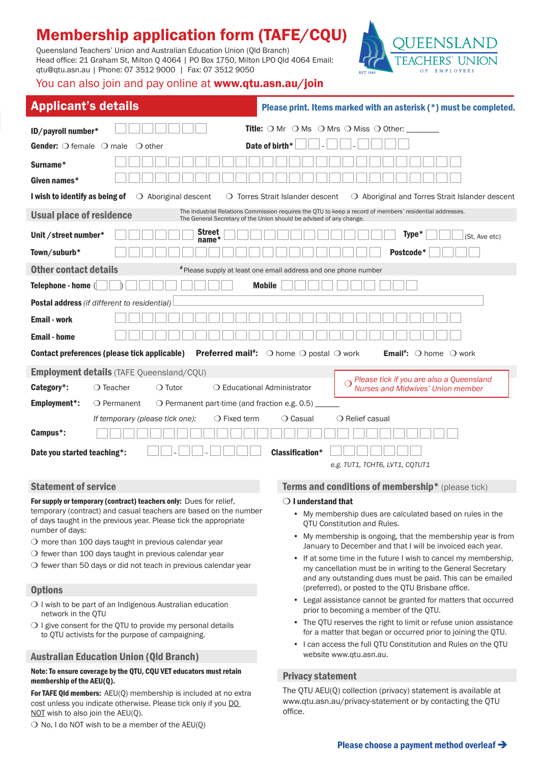# Membership application form (TAFE/CQU)

Queensland Teachers' Union and Australian Education Union (Qld Branch)
Head office: 21 Graham St, Milton Q 4064 | PO Box 1750, Milton LPO Qld 4064 Email: qtu@qtu.asn.au | Phone: 07 3512 9000 | Fax: 07 3512 9050

You can also join and pay online at **www.qtu.asn.au/join**

QUEENSLAND TEACHERS' UNION OF EMPLOYEES — EST 1889

## Applicant's details

**Please print. Items marked with an asterisk (*) must be completed.**

**ID/payroll number***

**Title:** ❍ Mr ❍ Ms ❍ Mrs ❍ Miss ❍ Other: ________

**Gender:** ❍ female ❍ male ❍ other

**Date of birth*** __ __ - __ __ - __ __ __ __

**Surname***

**Given names***

**I wish to identify as being of** ❍ Aboriginal descent ❍ Torres Strait Islander descent ❍ Aboriginal and Torres Strait Islander descent

### Usual place of residence

The Industrial Relations Commission requires the QTU to keep a record of members' residential addresses. The General Secretary of the Union should be advised of any change.

**Unit /street number*** **Street name*** **Type*** (St, Ave etc)

**Town/suburb*** **Postcode***

### Other contact details

#Please supply at least one email address and one phone number

**Telephone - home** ( ) **Mobile**

**Postal address** *(if different to residential)*

**Email - work**

**Email - home**

**Contact preferences (please tick applicable)** **Preferred mail#:** ❍ home ❍ postal ❍ work **Email#:** ❍ home ❍ work

### Employment details (TAFE Queensland/CQU)

*❍ Please tick if you are also a Queensland Nurses and Midwives' Union member*

**Category*:** ❍ Teacher ❍ Tutor ❍ Educational Administrator

**Employment*:** ❍ Permanent ❍ Permanent part-time (and fraction e.g. 0.5) ______

*If temporary (please tick one):* ❍ Fixed term ❍ Casual ❍ Relief casual

**Campus*:**

**Date you started teaching*:** __ __ - __ __ - __ __ __ __

**Classification***

*e.g. TUT1, TCHT6, LVT1, CQTUT1*

### Statement of service

**For supply or temporary (contract) teachers only:** Dues for relief, temporary (contract) and casual teachers are based on the number of days taught in the previous year. Please tick the appropriate number of days:

❍ more than 100 days taught in previous calendar year
❍ fewer than 100 days taught in previous calendar year
❍ fewer than 50 days or did not teach in previous calendar year

### Options

❍ I wish to be part of an Indigenous Australian education network in the QTU
❍ I give consent for the QTU to provide my personal details to QTU activists for the purpose of campaigning.

### Australian Education Union (Qld Branch)

**Note: To ensure coverage by the QTU, CQU VET educators must retain membership of the AEU(Q).**

**For TAFE Qld members:** AEU(Q) membership is included at no extra cost unless you indicate otherwise. Please tick only if you DO NOT wish to also join the AEU(Q).

❍ No, I do NOT wish to be a member of the AEU(Q)

### Terms and conditions of membership* (please tick)

❍ **I understand that**

- My membership dues are calculated based on rules in the QTU Constitution and Rules.
- My membership is ongoing, that the membership year is from January to December and that I will be invoiced each year.
- If at some time in the future I wish to cancel my membership, my cancellation must be in writing to the General Secretary and any outstanding dues must be paid. This can be emailed (preferred), or posted to the QTU Brisbane office.
- Legal assistance cannot be granted for matters that occurred prior to becoming a member of the QTU.
- The QTU reserves the right to limit or refuse union assistance for a matter that began or occurred prior to joining the QTU.
- I can access the full QTU Constitution and Rules on the QTU website www.qtu.asn.au.

### Privacy statement

The QTU AEU(Q) collection (privacy) statement is available at www.qtu.asn.au/privacy-statement or by contacting the QTU office.

**Please choose a payment method overleaf →**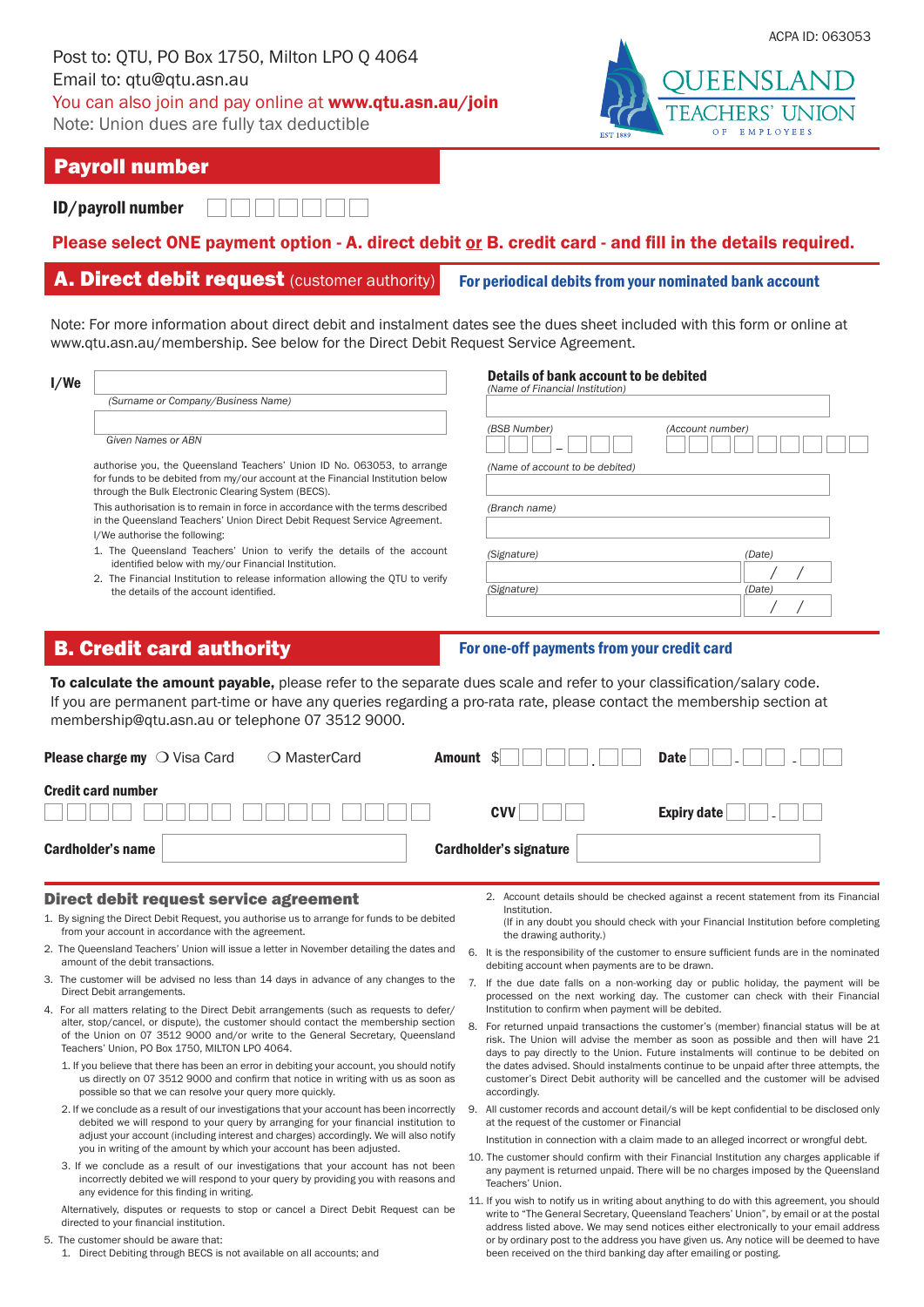Post to: QTU, PO Box 1750, Milton LPO Q 4064
Email to: qtu@qtu.asn.au
You can also join and pay online at **www.qtu.asn.au/join**
Note: Union dues are fully tax deductible

ACPA ID: 063053

QUEENSLAND TEACHERS' UNION OF EMPLOYEES
EST 1889

## Payroll number

**ID/payroll number** ☐☐☐☐☐☐☐

**Please select ONE payment option - A. direct debit or B. credit card - and fill in the details required.**

## A. Direct debit request (customer authority)

**For periodical debits from your nominated bank account**

Note: For more information about direct debit and instalment dates see the dues sheet included with this form or online at www.qtu.asn.au/membership. See below for the Direct Debit Request Service Agreement.

**I/We** ____________________
*(Surname or Company/Business Name)*

____________________
Given Names or ABN

authorise you, the Queensland Teachers' Union ID No. 063053, to arrange for funds to be debited from my/our account at the Financial Institution below through the Bulk Electronic Clearing System (BECS).

This authorisation is to remain in force in accordance with the terms described in the Queensland Teachers' Union Direct Debit Request Service Agreement.

I/We authorise the following:

1. The Queensland Teachers' Union to verify the details of the account identified below with my/our Financial Institution.
2. The Financial Institution to release information allowing the QTU to verify the details of the account identified.

**Details of bank account to be debited**
*(Name of Financial Institution)*

*(BSB Number)* ☐☐☐ – ☐☐☐ *(Account number)* ☐☐☐☐☐☐☐☐☐

*(Name of account to be debited)*

*(Branch name)*

*(Signature)* *(Date)* / /

*(Signature)* *(Date)* / /

## B. Credit card authority

**For one-off payments from your credit card**

**To calculate the amount payable,** please refer to the separate dues scale and refer to your classification/salary code. If you are permanent part-time or have any queries regarding a pro-rata rate, please contact the membership section at membership@qtu.asn.au or telephone 07 3512 9000.

**Please charge my** ❍ Visa Card ❍ MasterCard **Amount** $☐☐☐☐.☐☐ **Date** ☐☐-☐☐-☐☐

**Credit card number** ☐☐☐☐ ☐☐☐☐ ☐☐☐☐ ☐☐☐☐ **CVV** ☐☐☐ **Expiry date** ☐☐-☐☐

**Cardholder's name** ____________ **Cardholder's signature** ____________

## Direct debit request service agreement

1. By signing the Direct Debit Request, you authorise us to arrange for funds to be debited from your account in accordance with the agreement.
2. The Queensland Teachers' Union will issue a letter in November detailing the dates and amount of the debit transactions.
3. The customer will be advised no less than 14 days in advance of any changes to the Direct Debit arrangements.
4. For all matters relating to the Direct Debit arrangements (such as requests to defer/alter, stop/cancel, or dispute), the customer should contact the membership section of the Union on 07 3512 9000 and/or write to the General Secretary, Queensland Teachers' Union, PO Box 1750, MILTON LPO 4064.
   1. If you believe that there has been an error in debiting your account, you should notify us directly on 07 3512 9000 and confirm that notice in writing with us as soon as possible so that we can resolve your query more quickly.
   2. If we conclude as a result of our investigations that your account has been incorrectly debited we will respond to your query by arranging for your financial institution to adjust your account (including interest and charges) accordingly. We will also notify you in writing of the amount by which your account has been adjusted.
   3. If we conclude as a result of our investigations that your account has not been incorrectly debited we will respond to your query by providing you with reasons and any evidence for this finding in writing.

   Alternatively, disputes or requests to stop or cancel a Direct Debit Request can be directed to your financial institution.
5. The customer should be aware that:
   1. Direct Debiting through BECS is not available on all accounts; and
   2. Account details should be checked against a recent statement from its Financial Institution.
      (If in any doubt you should check with your Financial Institution before completing the drawing authority.)
6. It is the responsibility of the customer to ensure sufficient funds are in the nominated debiting account when payments are to be drawn.
7. If the due date falls on a non-working day or public holiday, the payment will be processed on the next working day. The customer can check with their Financial Institution to confirm when payment will be debited.
8. For returned unpaid transactions the customer's (member) financial status will be at risk. The Union will advise the member as soon as possible and then will have 21 days to pay directly to the Union. Future instalments will continue to be debited on the dates advised. Should instalments continue to be unpaid after three attempts, the customer's Direct Debit authority will be cancelled and the customer will be advised accordingly.
9. All customer records and account detail/s will be kept confidential to be disclosed only at the request of the customer or Financial

   Institution in connection with a claim made to an alleged incorrect or wrongful debt.
10. The customer should confirm with their Financial Institution any charges applicable if any payment is returned unpaid. There will be no charges imposed by the Queensland Teachers' Union.
11. If you wish to notify us in writing about anything to do with this agreement, you should write to "The General Secretary, Queensland Teachers' Union", by email or at the postal address listed above. We may send notices either electronically to your email address or by ordinary post to the address you have given us. Any notice will be deemed to have been received on the third banking day after emailing or posting.